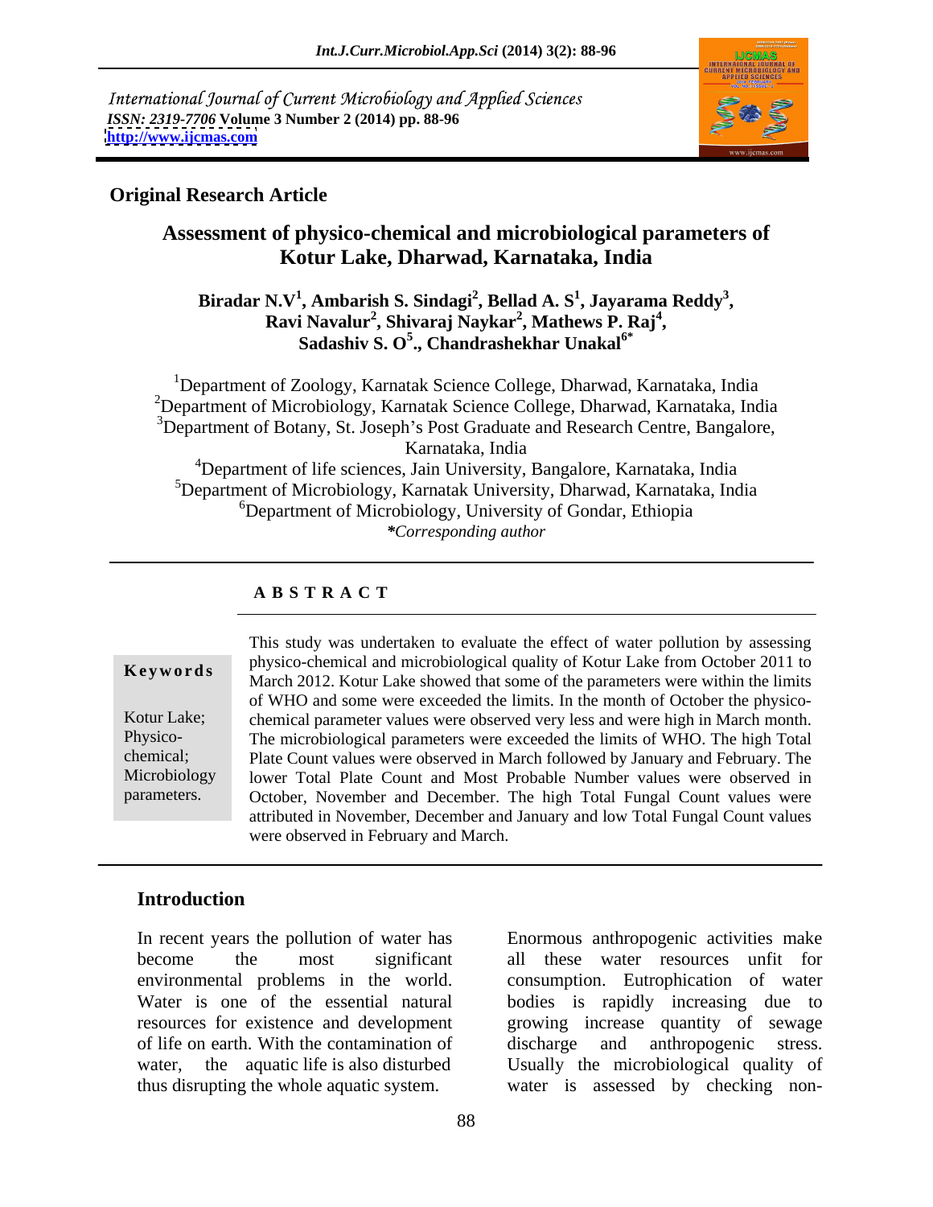## Original Research Article

# Assessment of physico-chemical and microbiological parameters of Kotur Lake, Dharwad, Karnataka, India

**Biradar N.V[1], Ambarish S. Sindagi[2], Bellad A. S[1], Jayarama Reddy[3], Ravi Navalur[2], Shivaraj Naykar[2], Mathews P. Raj[4], Sadashiv S. O[5]., Chandrashekhar Unakal[6*]**

[1]Department of Zoology, Karnatak Science College, Dharwad, Karnataka, India
[2]Department of Microbiology, Karnatak Science College, Dharwad, Karnataka, India
[3]Department of Botany, St. Joseph's Post Graduate and Research Centre, Bangalore, Karnataka, India
[4]Department of life sciences, Jain University, Bangalore, Karnataka, India
[5]Department of Microbiology, Karnatak University, Dharwad, Karnataka, India
[6]Department of Microbiology, University of Gondar, Ethiopia
*\*Corresponding author*

## A B S T R A C T

**Keywords**

Kotur Lake; Physico-chemical; Microbiology parameters.

This study was undertaken to evaluate the effect of water pollution by assessing physico-chemical and microbiological quality of Kotur Lake from October 2011 to March 2012. Kotur Lake showed that some of the parameters were within the limits of WHO and some were exceeded the limits. In the month of October the physico-chemical parameter values were observed very less and were high in March month. The microbiological parameters were exceeded the limits of WHO. The high Total Plate Count values were observed in March followed by January and February. The lower Total Plate Count and Most Probable Number values were observed in October, November and December. The high Total Fungal Count values were attributed in November, December and January and low Total Fungal Count values were observed in February and March.

## Introduction

In recent years the pollution of water has become the most significant environmental problems in the world. Water is one of the essential natural resources for existence and development of life on earth. With the contamination of water, the aquatic life is also disturbed thus disrupting the whole aquatic system.

Enormous anthropogenic activities make all these water resources unfit for consumption. Eutrophication of water bodies is rapidly increasing due to growing increase quantity of sewage discharge and anthropogenic stress. Usually the microbiological quality of water is assessed by checking non-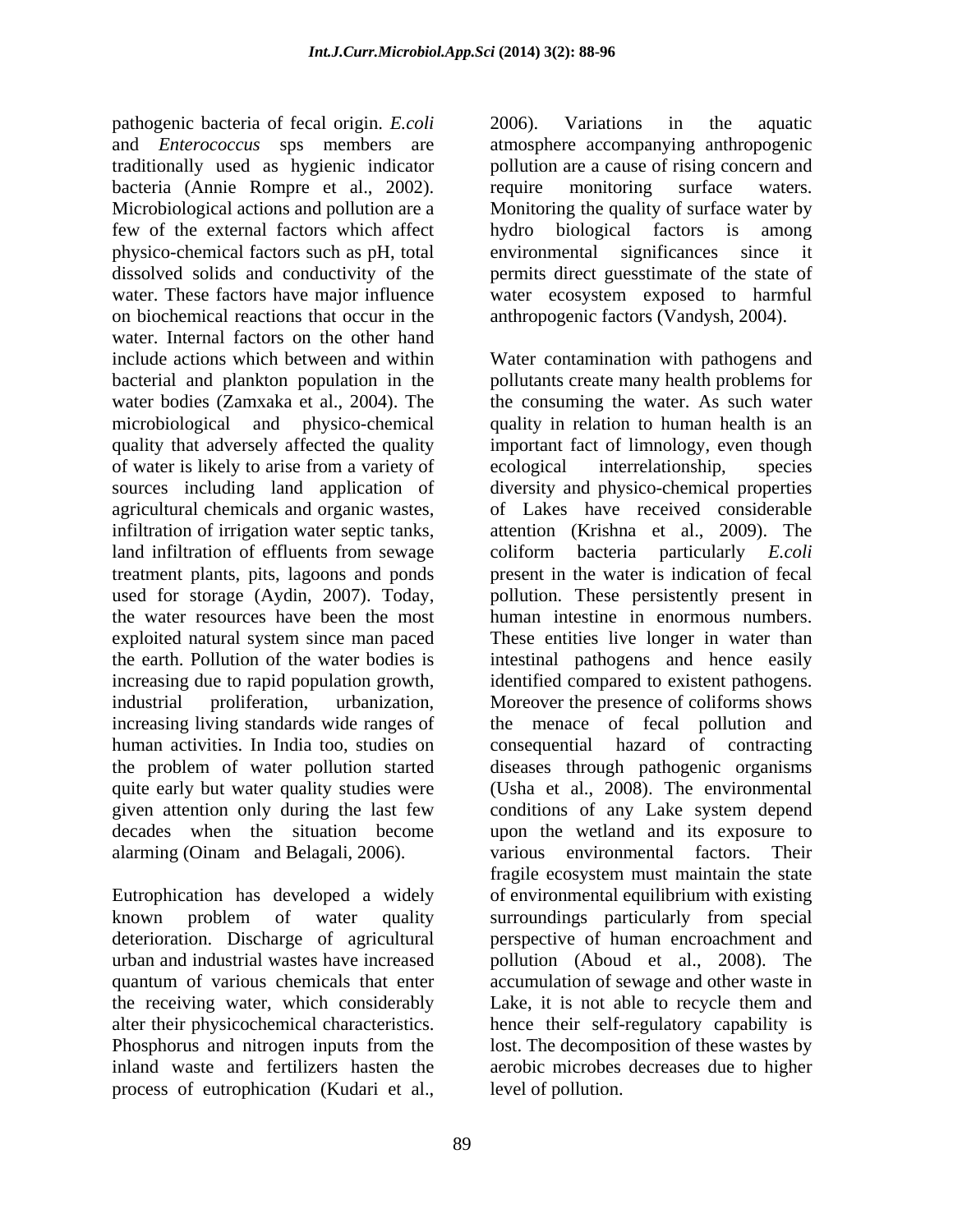pathogenic bacteria of fecal origin. *E.coli* and *Enterococcus* sps members are traditionally used as hygienic indicator bacteria (Annie Rompre et al., 2002). Microbiological actions and pollution are a few of the external factors which affect physico-chemical factors such as pH, total dissolved solids and conductivity of the water. These factors have major influence on biochemical reactions that occur in the water. Internal factors on the other hand include actions which between and within bacterial and plankton population in the water bodies (Zamxaka et al., 2004). The microbiological and physico-chemical quality that adversely affected the quality of water is likely to arise from a variety of sources including land application of agricultural chemicals and organic wastes, infiltration of irrigation water septic tanks, land infiltration of effluents from sewage treatment plants, pits, lagoons and ponds used for storage (Aydin, 2007). Today, the water resources have been the most exploited natural system since man paced the earth. Pollution of the water bodies is increasing due to rapid population growth, industrial proliferation, urbanization, increasing living standards wide ranges of human activities. In India too, studies on the problem of water pollution started quite early but water quality studies were given attention only during the last few decades when the situation become alarming (Oinam and Belagali, 2006).

Eutrophication has developed a widely known problem of water quality deterioration. Discharge of agricultural urban and industrial wastes have increased quantum of various chemicals that enter the receiving water, which considerably alter their physicochemical characteristics. Phosphorus and nitrogen inputs from the inland waste and fertilizers hasten the process of eutrophication (Kudari et al., 2006). Variations in the aquatic atmosphere accompanying anthropogenic pollution are a cause of rising concern and require monitoring surface waters. Monitoring the quality of surface water by hydro biological factors is among environmental significances since it permits direct guesstimate of the state of water ecosystem exposed to harmful anthropogenic factors (Vandysh, 2004).

Water contamination with pathogens and pollutants create many health problems for the consuming the water. As such water quality in relation to human health is an important fact of limnology, even though ecological interrelationship, species diversity and physico-chemical properties of Lakes have received considerable attention (Krishna et al., 2009). The coliform bacteria particularly *E.coli* present in the water is indication of fecal pollution. These persistently present in human intestine in enormous numbers. These entities live longer in water than intestinal pathogens and hence easily identified compared to existent pathogens. Moreover the presence of coliforms shows the menace of fecal pollution and consequential hazard of contracting diseases through pathogenic organisms (Usha et al., 2008). The environmental conditions of any Lake system depend upon the wetland and its exposure to various environmental factors. Their fragile ecosystem must maintain the state of environmental equilibrium with existing surroundings particularly from special perspective of human encroachment and pollution (Aboud et al., 2008). The accumulation of sewage and other waste in Lake, it is not able to recycle them and hence their self-regulatory capability is lost. The decomposition of these wastes by aerobic microbes decreases due to higher level of pollution.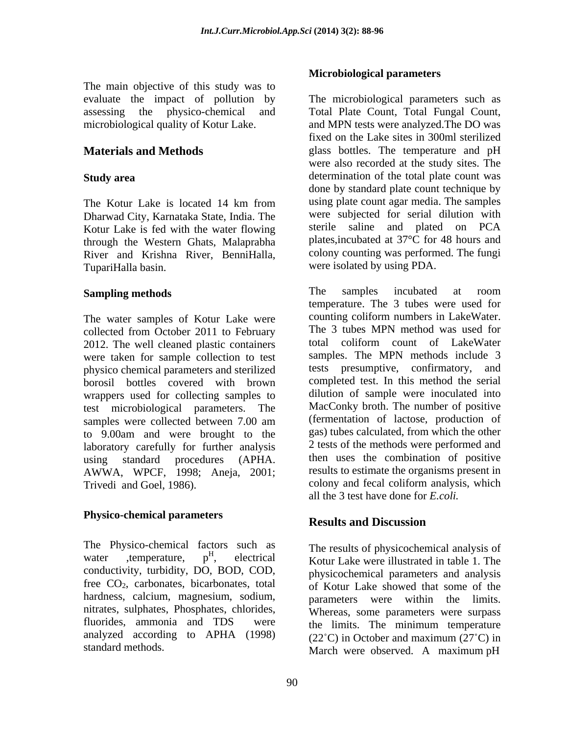The main objective of this study was to evaluate the impact of pollution by assessing the physico-chemical and microbiological quality of Kotur Lake.

## Materials and Methods

### Study area

The Kotur Lake is located 14 km from Dharwad City, Karnataka State, India. The Kotur Lake is fed with the water flowing through the Western Ghats, Malaprabha River and Krishna River, BenniHalla, TupariHalla basin.

### Sampling methods

The water samples of Kotur Lake were collected from October 2011 to February 2012. The well cleaned plastic containers were taken for sample collection to test physico chemical parameters and sterilized borosil bottles covered with brown wrappers used for collecting samples to test microbiological parameters. The samples were collected between 7.00 am to 9.00am and were brought to the laboratory carefully for further analysis using standard procedures (APHA. AWWA, WPCF, 1998; Aneja, 2001; Trivedi and Goel, 1986).

### Physico-chemical parameters

The Physico-chemical factors such as water ,temperature, $p^H$, electrical conductivity, turbidity, DO, BOD, COD, free $CO_2$, carbonates, bicarbonates, total hardness, calcium, magnesium, sodium, nitrates, sulphates, Phosphates, chlorides, fluorides, ammonia and TDS were analyzed according to APHA (1998) standard methods.

### Microbiological parameters

The microbiological parameters such as Total Plate Count, Total Fungal Count, and MPN tests were analyzed.The DO was fixed on the Lake sites in 300ml sterilized glass bottles. The temperature and pH were also recorded at the study sites. The determination of the total plate count was done by standard plate count technique by using plate count agar media. The samples were subjected for serial dilution with sterile saline and plated on PCA plates,incubated at 37°C for 48 hours and colony counting was performed. The fungi were isolated by using PDA.

The samples incubated at room temperature. The 3 tubes were used for counting coliform numbers in LakeWater. The 3 tubes MPN method was used for total coliform count of LakeWater samples. The MPN methods include 3 tests presumptive, confirmatory, and completed test. In this method the serial dilution of sample were inoculated into MacConky broth. The number of positive (fermentation of lactose, production of gas) tubes calculated, from which the other 2 tests of the methods were performed and then uses the combination of positive results to estimate the organisms present in colony and fecal coliform analysis, which all the 3 test have done for *E.coli.*

## Results and Discussion

The results of physicochemical analysis of Kotur Lake were illustrated in table 1. The physicochemical parameters and analysis of Kotur Lake showed that some of the parameters were within the limits. Whereas, some parameters were surpass the limits. The minimum temperature (22˚C) in October and maximum (27˚C) in March were observed. A maximum pH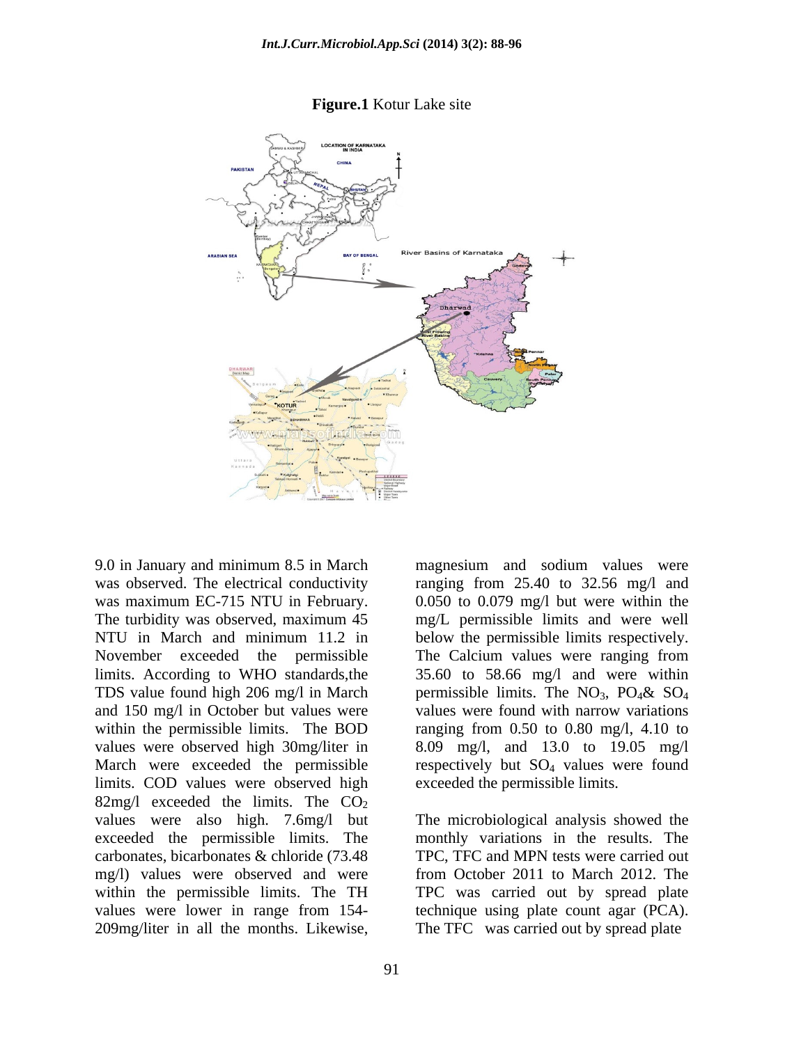**Figure.1** Kotur Lake site

9.0 in January and minimum 8.5 in March was observed. The electrical conductivity was maximum EC-715 NTU in February. The turbidity was observed, maximum 45 NTU in March and minimum 11.2 in November exceeded the permissible limits. According to WHO standards,the TDS value found high 206 mg/l in March and 150 mg/l in October but values were within the permissible limits. The BOD values were observed high 30mg/liter in March were exceeded the permissible limits. COD values were observed high 82mg/l exceeded the limits. The $CO_2$ values were also high. 7.6mg/l but exceeded the permissible limits. The carbonates, bicarbonates & chloride (73.48 mg/l) values were observed and were within the permissible limits. The TH values were lower in range from 154-209mg/liter in all the months. Likewise, magnesium and sodium values were ranging from 25.40 to 32.56 mg/l and 0.050 to 0.079 mg/l but were within the mg/L permissible limits and were well below the permissible limits respectively. The Calcium values were ranging from 35.60 to 58.66 mg/l and were within permissible limits. The $NO_3$, $PO_4$& $SO_4$ values were found with narrow variations ranging from 0.50 to 0.80 mg/l, 4.10 to 8.09 mg/l, and 13.0 to 19.05 mg/l respectively but $SO_4$ values were found exceeded the permissible limits.

The microbiological analysis showed the monthly variations in the results. The TPC, TFC and MPN tests were carried out from October 2011 to March 2012. The TPC was carried out by spread plate technique using plate count agar (PCA). The TFC was carried out by spread plate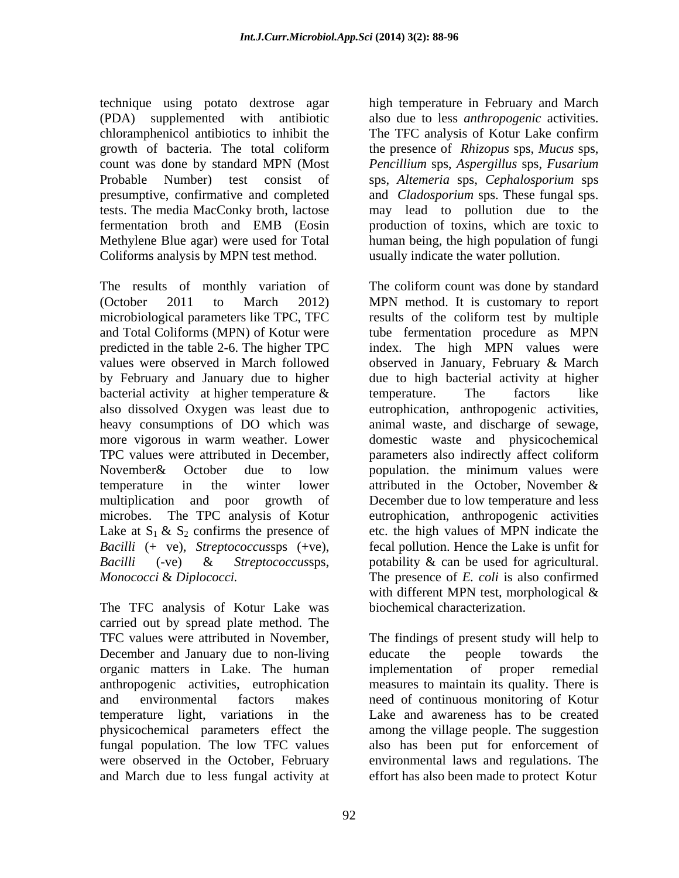technique using potato dextrose agar (PDA) supplemented with antibiotic chloramphenicol antibiotics to inhibit the growth of bacteria. The total coliform count was done by standard MPN (Most Probable Number) test consist of presumptive, confirmative and completed tests. The media MacConky broth, lactose fermentation broth and EMB (Eosin Methylene Blue agar) were used for Total Coliforms analysis by MPN test method.

The results of monthly variation of (October 2011 to March 2012) microbiological parameters like TPC, TFC and Total Coliforms (MPN) of Kotur were predicted in the table 2-6. The higher TPC values were observed in March followed by February and January due to higher bacterial activity at higher temperature & also dissolved Oxygen was least due to heavy consumptions of DO which was more vigorous in warm weather. Lower TPC values were attributed in December, November& October due to low temperature in the winter lower multiplication and poor growth of microbes. The TPC analysis of Kotur Lake at $S_1$ & $S_2$ confirms the presence of *Bacilli* (+ ve), *Streptococcus*sps (+ve), *Bacilli* (-ve) & *Streptococcus*sps, *Monococci* & *Diplococci.*

The TFC analysis of Kotur Lake was carried out by spread plate method. The TFC values were attributed in November, December and January due to non-living organic matters in Lake. The human anthropogenic activities, eutrophication and environmental factors makes temperature light, variations in the physicochemical parameters effect the fungal population. The low TFC values were observed in the October, February and March due to less fungal activity at high temperature in February and March also due to less *anthropogenic* activities. The TFC analysis of Kotur Lake confirm the presence of *Rhizopus* sps, *Mucus* sps, *Pencillium* sps, *Aspergillus* sps, *Fusarium* sps, *Altemeria* sps, *Cephalosporium* sps and *Cladosporium* sps. These fungal sps. may lead to pollution due to the production of toxins, which are toxic to human being, the high population of fungi usually indicate the water pollution.

The coliform count was done by standard MPN method. It is customary to report results of the coliform test by multiple tube fermentation procedure as MPN index. The high MPN values were observed in January, February & March due to high bacterial activity at higher temperature. The factors like eutrophication, anthropogenic activities, animal waste, and discharge of sewage, domestic waste and physicochemical parameters also indirectly affect coliform population. the minimum values were attributed in the October, November & December due to low temperature and less eutrophication, anthropogenic activities etc. the high values of MPN indicate the fecal pollution. Hence the Lake is unfit for potability & can be used for agricultural. The presence of *E. coli* is also confirmed with different MPN test, morphological & biochemical characterization.

The findings of present study will help to educate the people towards the implementation of proper remedial measures to maintain its quality. There is need of continuous monitoring of Kotur Lake and awareness has to be created among the village people. The suggestion also has been put for enforcement of environmental laws and regulations. The effort has also been made to protect Kotur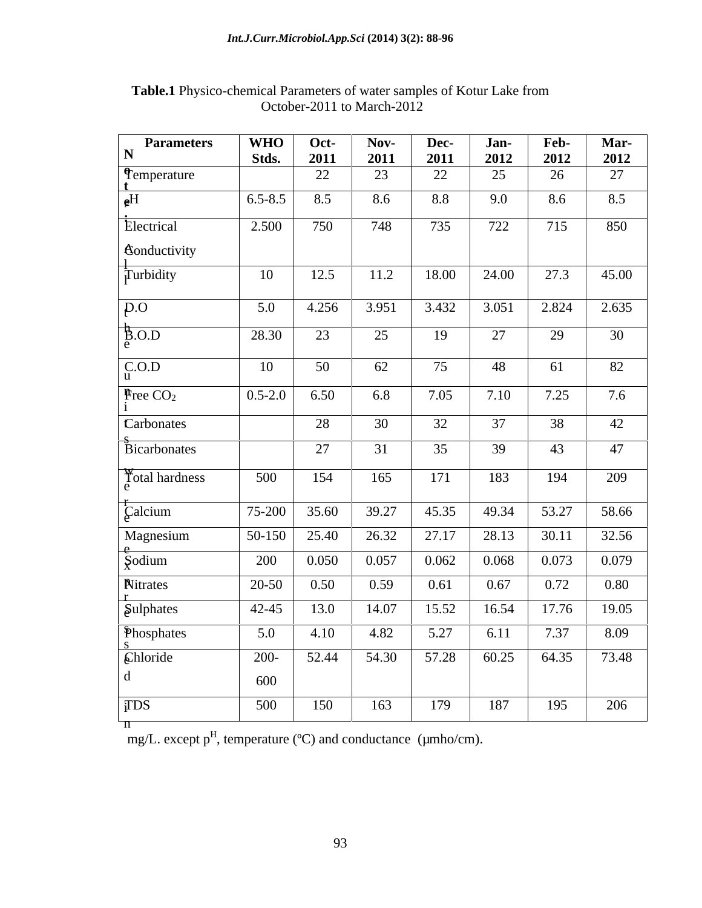**Table.1** Physico-chemical Parameters of water samples of Kotur Lake from October-2011 to March-2012

| Parameters | WHO Stds. | Oct-2011 | Nov-2011 | Dec-2011 | Jan-2012 | Feb-2012 | Mar-2012 |
|---|---|---|---|---|---|---|---|
| Temperature | | 22 | 23 | 22 | 25 | 26 | 27 |
| pH | 6.5-8.5 | 8.5 | 8.6 | 8.8 | 9.0 | 8.6 | 8.5 |
| Electrical Conductivity | 2.500 | 750 | 748 | 735 | 722 | 715 | 850 |
| Turbidity | 10 | 12.5 | 11.2 | 18.00 | 24.00 | 27.3 | 45.00 |
| D.O | 5.0 | 4.256 | 3.951 | 3.432 | 3.051 | 2.824 | 2.635 |
| B.O.D | 28.30 | 23 | 25 | 19 | 27 | 29 | 30 |
| C.O.D | 10 | 50 | 62 | 75 | 48 | 61 | 82 |
| Free $CO_2$ | 0.5-2.0 | 6.50 | 6.8 | 7.05 | 7.10 | 7.25 | 7.6 |
| Carbonates | | 28 | 30 | 32 | 37 | 38 | 42 |
| Bicarbonates | | 27 | 31 | 35 | 39 | 43 | 47 |
| Total hardness | 500 | 154 | 165 | 171 | 183 | 194 | 209 |
| Calcium | 75-200 | 35.60 | 39.27 | 45.35 | 49.34 | 53.27 | 58.66 |
| Magnesium | 50-150 | 25.40 | 26.32 | 27.17 | 28.13 | 30.11 | 32.56 |
| Sodium | 200 | 0.050 | 0.057 | 0.062 | 0.068 | 0.073 | 0.079 |
| Nitrates | 20-50 | 0.50 | 0.59 | 0.61 | 0.67 | 0.72 | 0.80 |
| Sulphates | 42-45 | 13.0 | 14.07 | 15.52 | 16.54 | 17.76 | 19.05 |
| Phosphates | 5.0 | 4.10 | 4.82 | 5.27 | 6.11 | 7.37 | 8.09 |
| Chloride | 200-600 | 52.44 | 54.30 | 57.28 | 60.25 | 64.35 | 73.48 |
| TDS | 500 | 150 | 163 | 179 | 187 | 195 | 206 |

Note: All the units are expressed in mg/L. except $p^H$, temperature (ºC) and conductance (µmho/cm).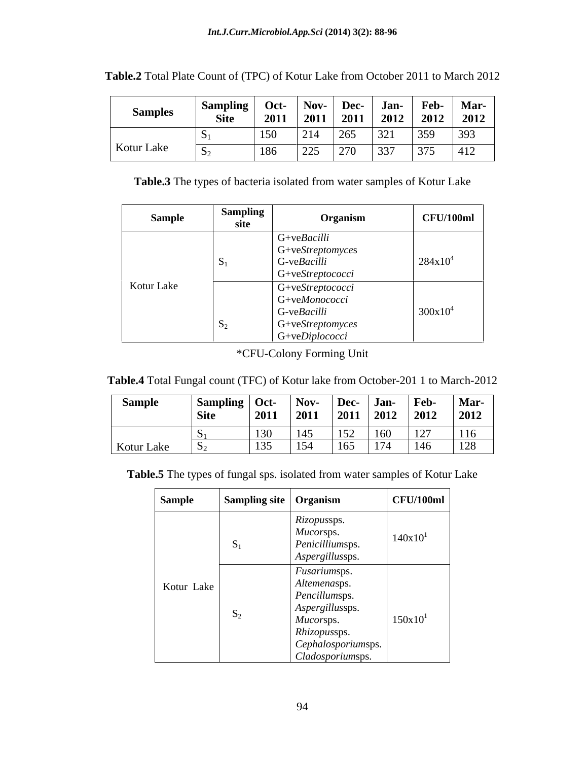**Table.2** Total Plate Count of (TPC) of Kotur Lake from October 2011 to March 2012

| Samples | Sampling Site | Oct-2011 | Nov-2011 | Dec-2011 | Jan-2012 | Feb-2012 | Mar-2012 |
|---|---|---|---|---|---|---|---|
| Kotur Lake | $S_1$ | 150 | 214 | 265 | 321 | 359 | 393 |
| | $S_2$ | 186 | 225 | 270 | 337 | 375 | 412 |

**Table.3** The types of bacteria isolated from water samples of Kotur Lake

| Sample | Sampling site | Organism | CFU/100ml |
|---|---|---|---|
| Kotur Lake | $S_1$ | G+ve*Bacilli*<br>G+ve*Streptomyces*<br>G-ve*Bacilli*<br>G+ve*Streptococci* | $284x10^4$ |
| | $S_2$ | G+ve*Streptococci*<br>G+ve*Monococci*<br>G-ve*Bacilli*<br>G+ve*Streptomyces*<br>G+ve*Diplococci* | $300x10^4$ |

*CFU-Colony Forming Unit

**Table.4** Total Fungal count (TFC) of Kotur lake from October-201 1 to March-2012

| Sample | Sampling Site | Oct-2011 | Nov-2011 | Dec-2011 | Jan-2012 | Feb-2012 | Mar-2012 |
|---|---|---|---|---|---|---|---|
| Kotur Lake | $S_1$ | 130 | 145 | 152 | 160 | 127 | 116 |
| | $S_2$ | 135 | 154 | 165 | 174 | 146 | 128 |

**Table.5** The types of fungal sps. isolated from water samples of Kotur Lake

| Sample | Sampling site | Organism | CFU/100ml |
|---|---|---|---|
| Kotur Lake | $S_1$ | *Rizopus*sps.<br>*Mucor*sps.<br>*Penicillium*sps.<br>*Aspergillus*sps. | $140x10^1$ |
| | $S_2$ | *Fusarium*sps.<br>*Altemena*sps.<br>*Pencillum*sps.<br>*Aspergillus*sps.<br>*Mucor*sps.<br>*Rhizopus*sps.<br>*Cephalosporium*sps.<br>*Cladosporium*sps. | $150x10^1$ |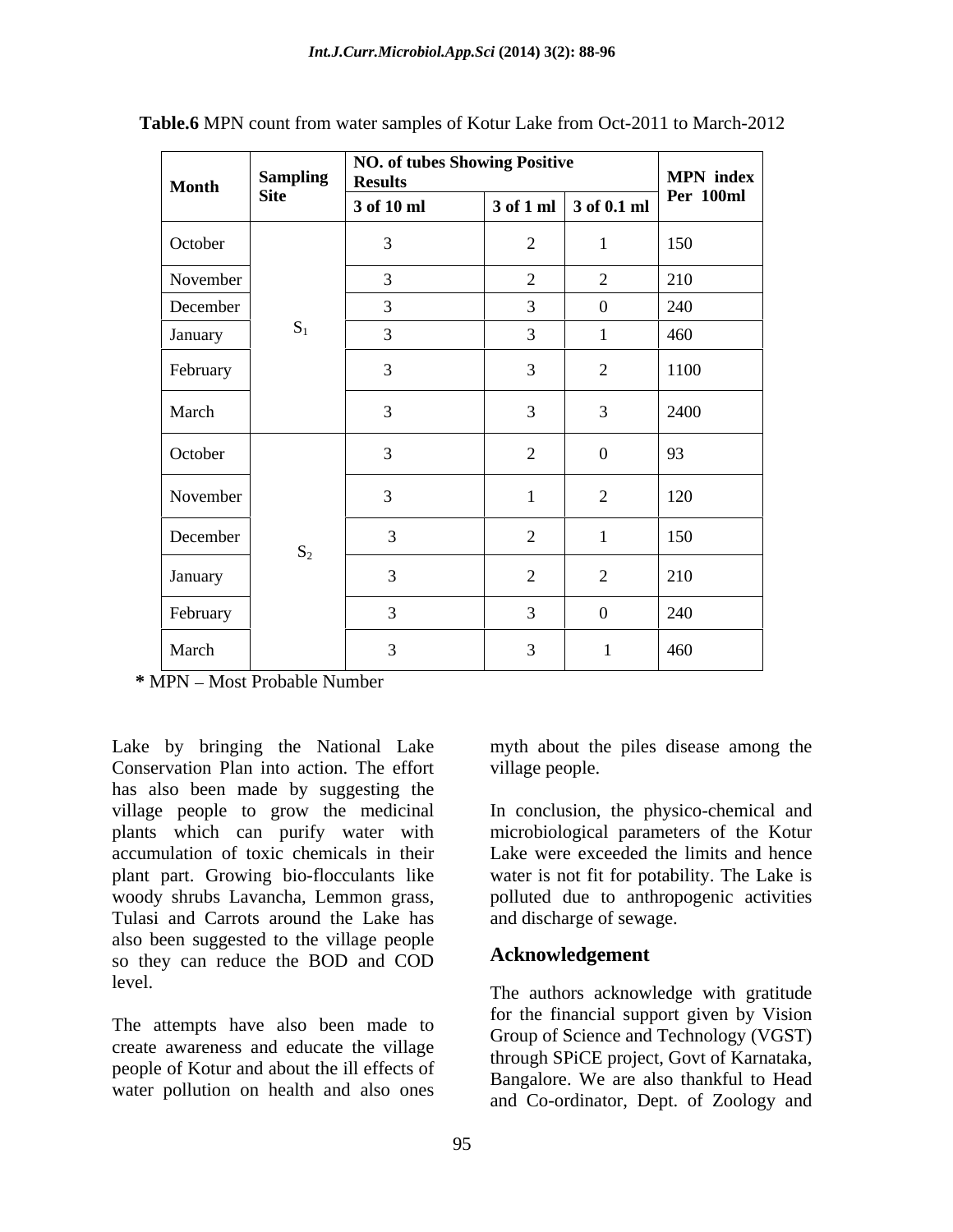**Table.6** MPN count from water samples of Kotur Lake from Oct-2011 to March-2012

| Month | Sampling Site | NO. of tubes Showing Positive Results | | | MPN index Per 100ml |
|---|---|---|---|---|---|
| | | 3 of 10 ml | 3 of 1 ml | 3 of 0.1 ml | |
| October | $S_1$ | 3 | 2 | 1 | 150 |
| November | | 3 | 2 | 2 | 210 |
| December | | 3 | 3 | 0 | 240 |
| January | | 3 | 3 | 1 | 460 |
| February | | 3 | 3 | 2 | 1100 |
| March | | 3 | 3 | 3 | 2400 |
| October | $S_2$ | 3 | 2 | 0 | 93 |
| November | | 3 | 1 | 2 | 120 |
| December | | 3 | 2 | 1 | 150 |
| January | | 3 | 2 | 2 | 210 |
| February | | 3 | 3 | 0 | 240 |
| March | | 3 | 3 | 1 | 460 |

**\*** MPN – Most Probable Number

Lake by bringing the National Lake Conservation Plan into action. The effort has also been made by suggesting the village people to grow the medicinal plants which can purify water with accumulation of toxic chemicals in their plant part. Growing bio-flocculants like woody shrubs Lavancha, Lemmon grass, Tulasi and Carrots around the Lake has also been suggested to the village people so they can reduce the BOD and COD level.

The attempts have also been made to create awareness and educate the village people of Kotur and about the ill effects of water pollution on health and also ones myth about the piles disease among the village people.

In conclusion, the physico-chemical and microbiological parameters of the Kotur Lake were exceeded the limits and hence water is not fit for potability. The Lake is polluted due to anthropogenic activities and discharge of sewage.

## Acknowledgement

The authors acknowledge with gratitude for the financial support given by Vision Group of Science and Technology (VGST) through SPiCE project, Govt of Karnataka, Bangalore. We are also thankful to Head and Co-ordinator, Dept. of Zoology and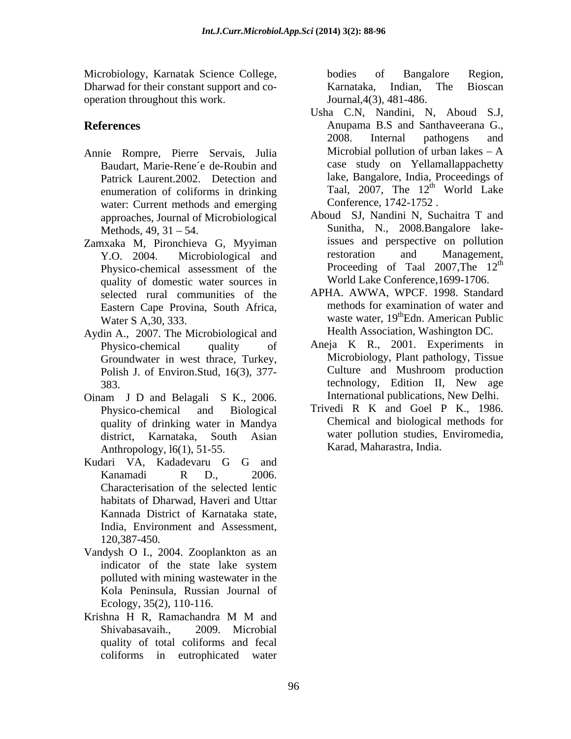Microbiology, Karnatak Science College, Dharwad for their constant support and co-operation throughout this work.

## References

Annie Rompre, Pierre Servais, Julia Baudart, Marie-Rene´e de-Roubin and Patrick Laurent.2002. Detection and enumeration of coliforms in drinking water: Current methods and emerging approaches, Journal of Microbiological Methods, 49, 31 – 54.

Zamxaka M, Pironchieva G, Myyiman Y.O. 2004. Microbiological and Physico-chemical assessment of the quality of domestic water sources in selected rural communities of the Eastern Cape Provina, South Africa, Water S A,30, 333.

Aydin A., 2007. The Microbiological and Physico-chemical quality of Groundwater in west thrace, Turkey, Polish J. of Environ.Stud, 16(3), 377-383.

Oinam J D and Belagali S K., 2006. Physico-chemical and Biological quality of drinking water in Mandya district, Karnataka, South Asian Anthropology, l6(1), 51-55.

Kudari VA, Kadadevaru G G and Kanamadi R D., 2006. Characterisation of the selected lentic habitats of Dharwad, Haveri and Uttar Kannada District of Karnataka state, India, Environment and Assessment, 120,387-450.

Vandysh O I., 2004. Zooplankton as an indicator of the state lake system polluted with mining wastewater in the Kola Peninsula, Russian Journal of Ecology, 35(2), 110-116.

Krishna H R, Ramachandra M M and Shivabasavaih., 2009. Microbial quality of total coliforms and fecal coliforms in eutrophicated water bodies of Bangalore Region, Karnataka, Indian, The Bioscan Journal,4(3), 481-486.

Usha C.N, Nandini, N, Aboud S.J, Anupama B.S and Santhaveerana G., 2008. Internal pathogens and Microbial pollution of urban lakes – A case study on Yellamallappachetty lake, Bangalore, India, Proceedings of Taal, 2007, The 12th World Lake Conference, 1742-1752 .

Aboud SJ, Nandini N, Suchaitra T and Sunitha, N., 2008.Bangalore lake-issues and perspective on pollution restoration and Management, Proceeding of Taal 2007,The 12th World Lake Conference,1699-1706.

APHA. AWWA, WPCF. 1998. Standard methods for examination of water and waste water, 19thEdn. American Public Health Association, Washington DC.

Aneja K R., 2001. Experiments in Microbiology, Plant pathology, Tissue Culture and Mushroom production technology, Edition II, New age International publications, New Delhi.

Trivedi R K and Goel P K., 1986. Chemical and biological methods for water pollution studies, Enviromedia, Karad, Maharastra, India.